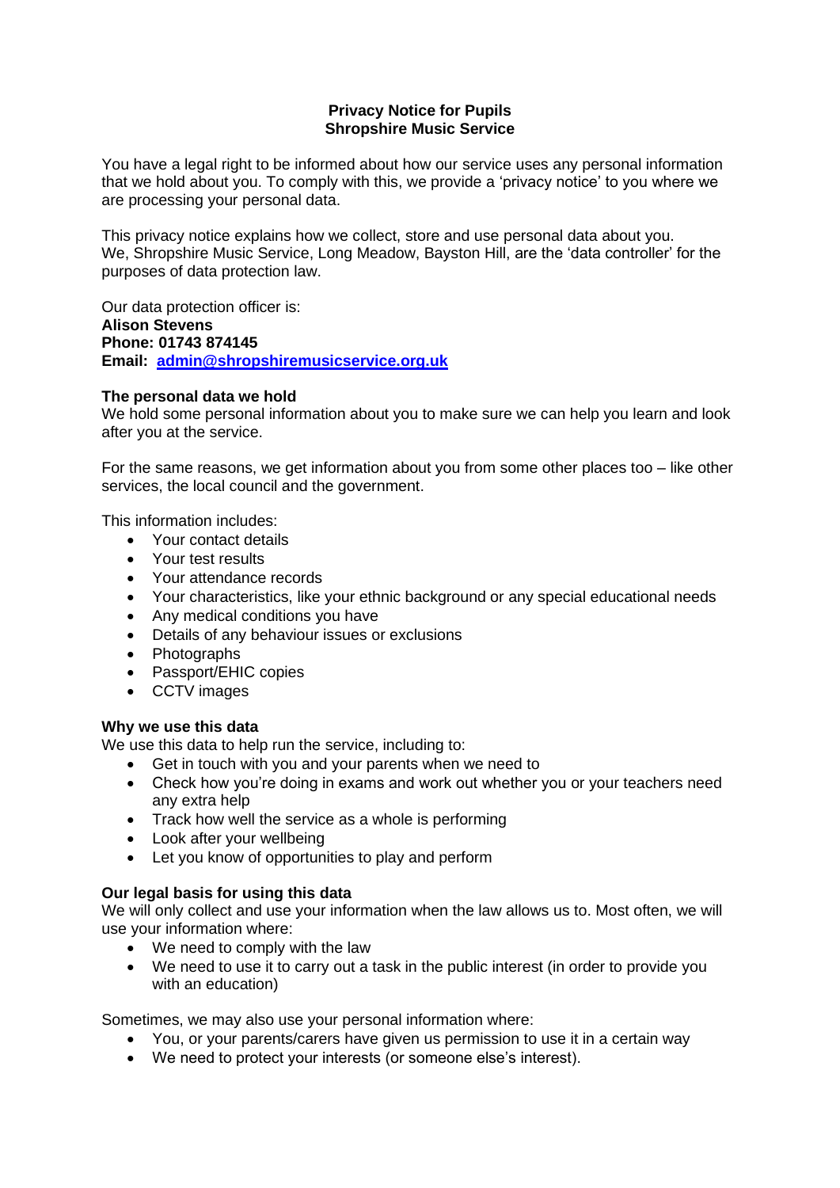# Privacy Notice for Pupils
# Shropshire Music Service

You have a legal right to be informed about how our service uses any personal information that we hold about you. To comply with this, we provide a 'privacy notice' to you where we are processing your personal data.

This privacy notice explains how we collect, store and use personal data about you. We, Shropshire Music Service, Long Meadow, Bayston Hill, are the 'data controller' for the purposes of data protection law.

Our data protection officer is:
**Alison Stevens**
**Phone: 01743 874145**
**Email: admin@shropshiremusicservice.org.uk**

**The personal data we hold**

We hold some personal information about you to make sure we can help you learn and look after you at the service.

For the same reasons, we get information about you from some other places too – like other services, the local council and the government.

This information includes:

- Your contact details
- Your test results
- Your attendance records
- Your characteristics, like your ethnic background or any special educational needs
- Any medical conditions you have
- Details of any behaviour issues or exclusions
- Photographs
- Passport/EHIC copies
- CCTV images

**Why we use this data**

We use this data to help run the service, including to:

- Get in touch with you and your parents when we need to
- Check how you're doing in exams and work out whether you or your teachers need any extra help
- Track how well the service as a whole is performing
- Look after your wellbeing
- Let you know of opportunities to play and perform

**Our legal basis for using this data**

We will only collect and use your information when the law allows us to. Most often, we will use your information where:

- We need to comply with the law
- We need to use it to carry out a task in the public interest (in order to provide you with an education)

Sometimes, we may also use your personal information where:

- You, or your parents/carers have given us permission to use it in a certain way
- We need to protect your interests (or someone else's interest).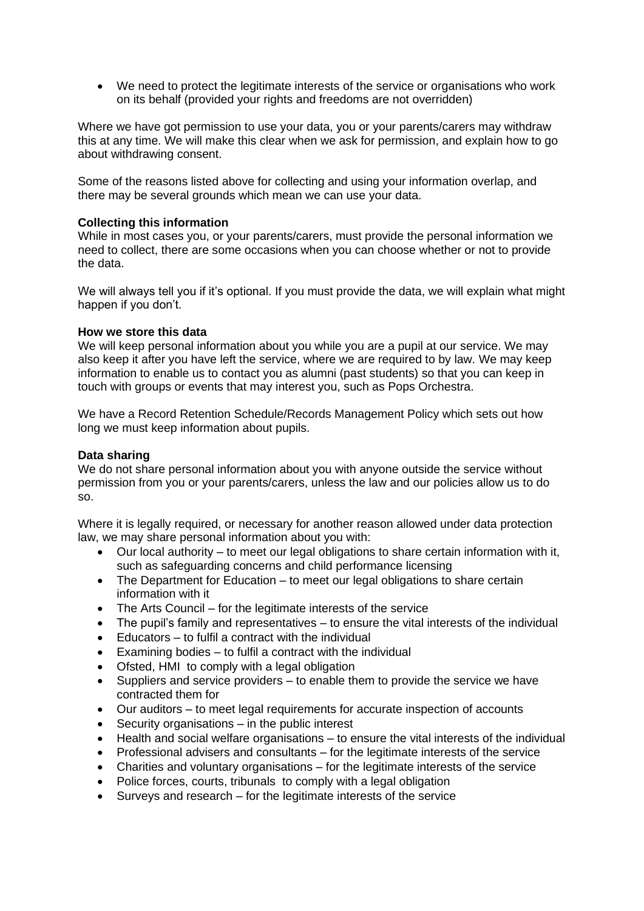- We need to protect the legitimate interests of the service or organisations who work on its behalf (provided your rights and freedoms are not overridden)

Where we have got permission to use your data, you or your parents/carers may withdraw this at any time. We will make this clear when we ask for permission, and explain how to go about withdrawing consent.

Some of the reasons listed above for collecting and using your information overlap, and there may be several grounds which mean we can use your data.

**Collecting this information**

While in most cases you, or your parents/carers, must provide the personal information we need to collect, there are some occasions when you can choose whether or not to provide the data.

We will always tell you if it's optional. If you must provide the data, we will explain what might happen if you don't.

**How we store this data**

We will keep personal information about you while you are a pupil at our service. We may also keep it after you have left the service, where we are required to by law. We may keep information to enable us to contact you as alumni (past students) so that you can keep in touch with groups or events that may interest you, such as Pops Orchestra.

We have a Record Retention Schedule/Records Management Policy which sets out how long we must keep information about pupils.

**Data sharing**

We do not share personal information about you with anyone outside the service without permission from you or your parents/carers, unless the law and our policies allow us to do so.

Where it is legally required, or necessary for another reason allowed under data protection law, we may share personal information about you with:

- Our local authority – to meet our legal obligations to share certain information with it, such as safeguarding concerns and child performance licensing
- The Department for Education – to meet our legal obligations to share certain information with it
- The Arts Council – for the legitimate interests of the service
- The pupil's family and representatives – to ensure the vital interests of the individual
- Educators – to fulfil a contract with the individual
- Examining bodies – to fulfil a contract with the individual
- Ofsted, HMI to comply with a legal obligation
- Suppliers and service providers – to enable them to provide the service we have contracted them for
- Our auditors – to meet legal requirements for accurate inspection of accounts
- Security organisations – in the public interest
- Health and social welfare organisations – to ensure the vital interests of the individual
- Professional advisers and consultants – for the legitimate interests of the service
- Charities and voluntary organisations – for the legitimate interests of the service
- Police forces, courts, tribunals to comply with a legal obligation
- Surveys and research – for the legitimate interests of the service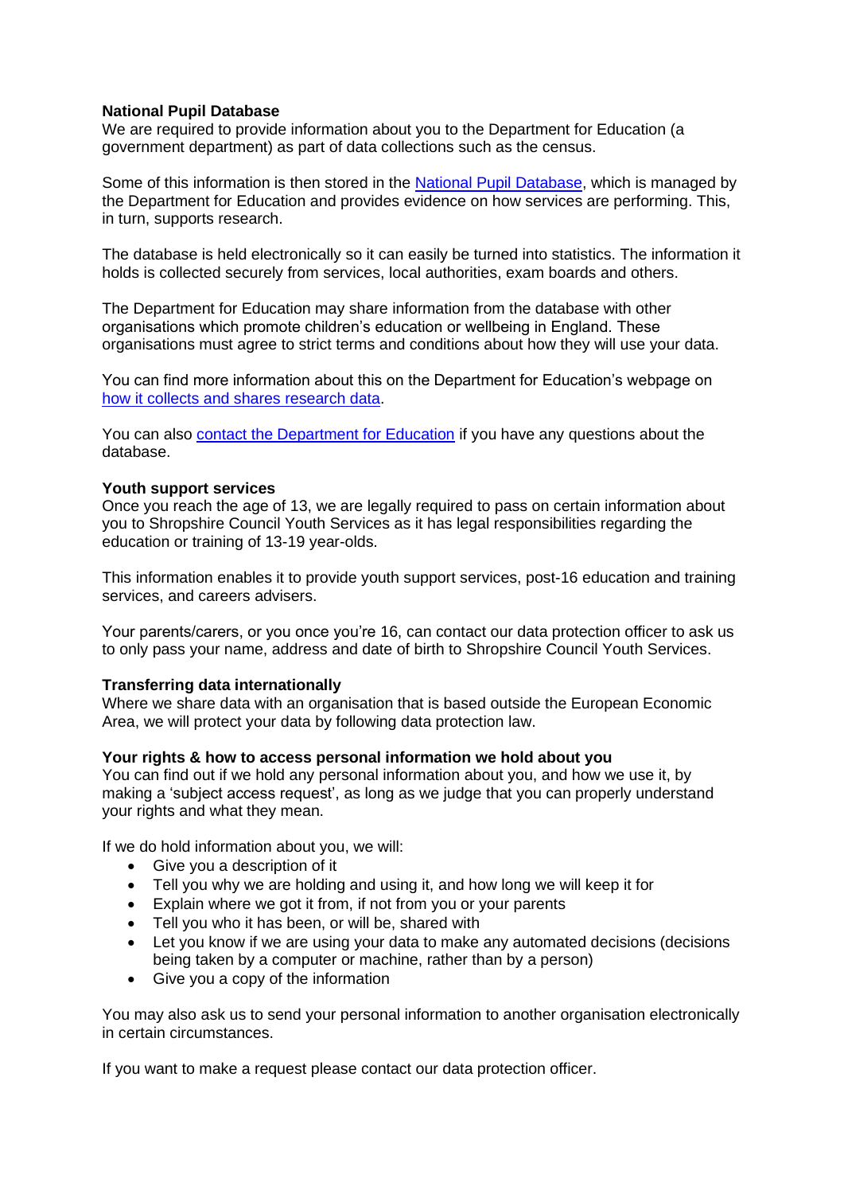**National Pupil Database**
We are required to provide information about you to the Department for Education (a government department) as part of data collections such as the census.

Some of this information is then stored in the National Pupil Database, which is managed by the Department for Education and provides evidence on how services are performing. This, in turn, supports research.

The database is held electronically so it can easily be turned into statistics. The information it holds is collected securely from services, local authorities, exam boards and others.

The Department for Education may share information from the database with other organisations which promote children's education or wellbeing in England. These organisations must agree to strict terms and conditions about how they will use your data.

You can find more information about this on the Department for Education's webpage on how it collects and shares research data.

You can also contact the Department for Education if you have any questions about the database.

**Youth support services**
Once you reach the age of 13, we are legally required to pass on certain information about you to Shropshire Council Youth Services as it has legal responsibilities regarding the education or training of 13-19 year-olds.

This information enables it to provide youth support services, post-16 education and training services, and careers advisers.

Your parents/carers, or you once you're 16, can contact our data protection officer to ask us to only pass your name, address and date of birth to Shropshire Council Youth Services.

**Transferring data internationally**
Where we share data with an organisation that is based outside the European Economic Area, we will protect your data by following data protection law.

**Your rights & how to access personal information we hold about you**
You can find out if we hold any personal information about you, and how we use it, by making a 'subject access request', as long as we judge that you can properly understand your rights and what they mean.

If we do hold information about you, we will:

- Give you a description of it
- Tell you why we are holding and using it, and how long we will keep it for
- Explain where we got it from, if not from you or your parents
- Tell you who it has been, or will be, shared with
- Let you know if we are using your data to make any automated decisions (decisions being taken by a computer or machine, rather than by a person)
- Give you a copy of the information

You may also ask us to send your personal information to another organisation electronically in certain circumstances.

If you want to make a request please contact our data protection officer.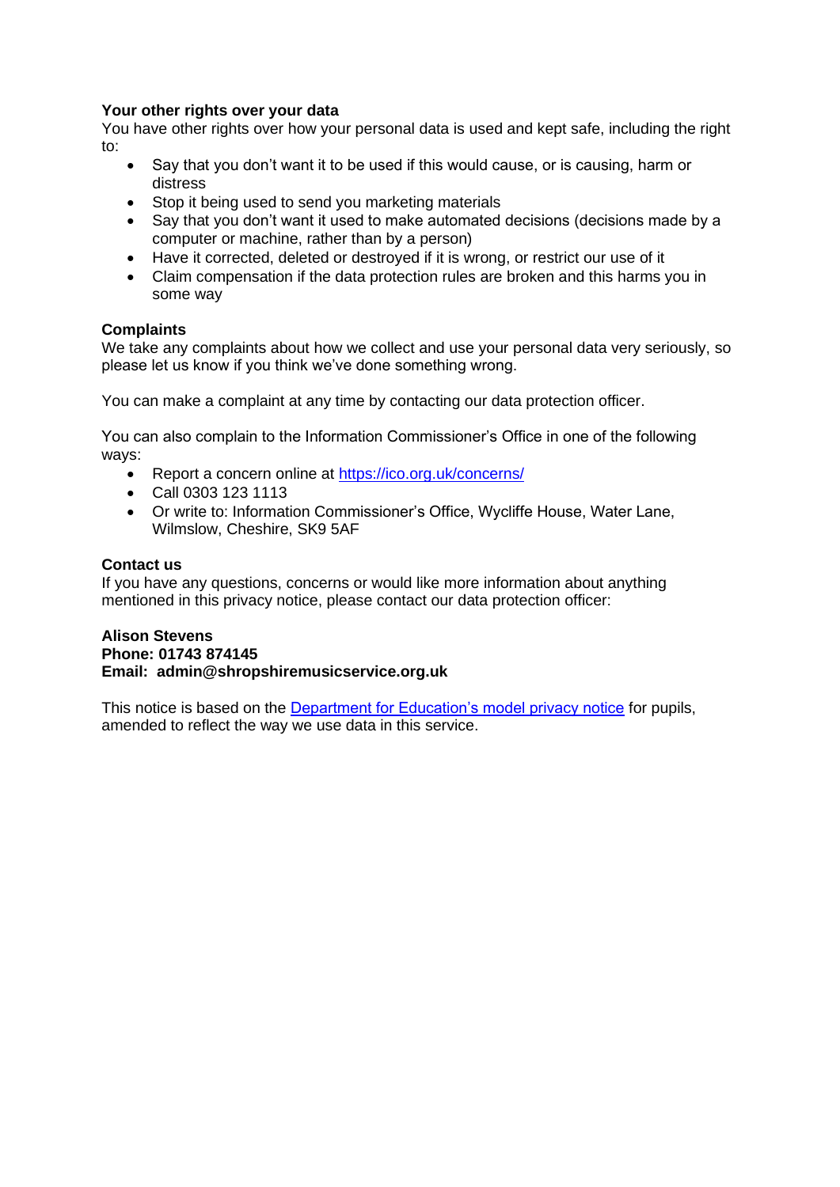**Your other rights over your data**

You have other rights over how your personal data is used and kept safe, including the right to:

- Say that you don't want it to be used if this would cause, or is causing, harm or distress
- Stop it being used to send you marketing materials
- Say that you don't want it used to make automated decisions (decisions made by a computer or machine, rather than by a person)
- Have it corrected, deleted or destroyed if it is wrong, or restrict our use of it
- Claim compensation if the data protection rules are broken and this harms you in some way

**Complaints**

We take any complaints about how we collect and use your personal data very seriously, so please let us know if you think we've done something wrong.

You can make a complaint at any time by contacting our data protection officer.

You can also complain to the Information Commissioner's Office in one of the following ways:

- Report a concern online at [https://ico.org.uk/concerns/](https://ico.org.uk/concerns/)
- Call 0303 123 1113
- Or write to: Information Commissioner's Office, Wycliffe House, Water Lane, Wilmslow, Cheshire, SK9 5AF

**Contact us**

If you have any questions, concerns or would like more information about anything mentioned in this privacy notice, please contact our data protection officer:

**Alison Stevens**
**Phone: 01743 874145**
**Email: admin@shropshiremusicservice.org.uk**

This notice is based on the Department for Education's model privacy notice for pupils, amended to reflect the way we use data in this service.